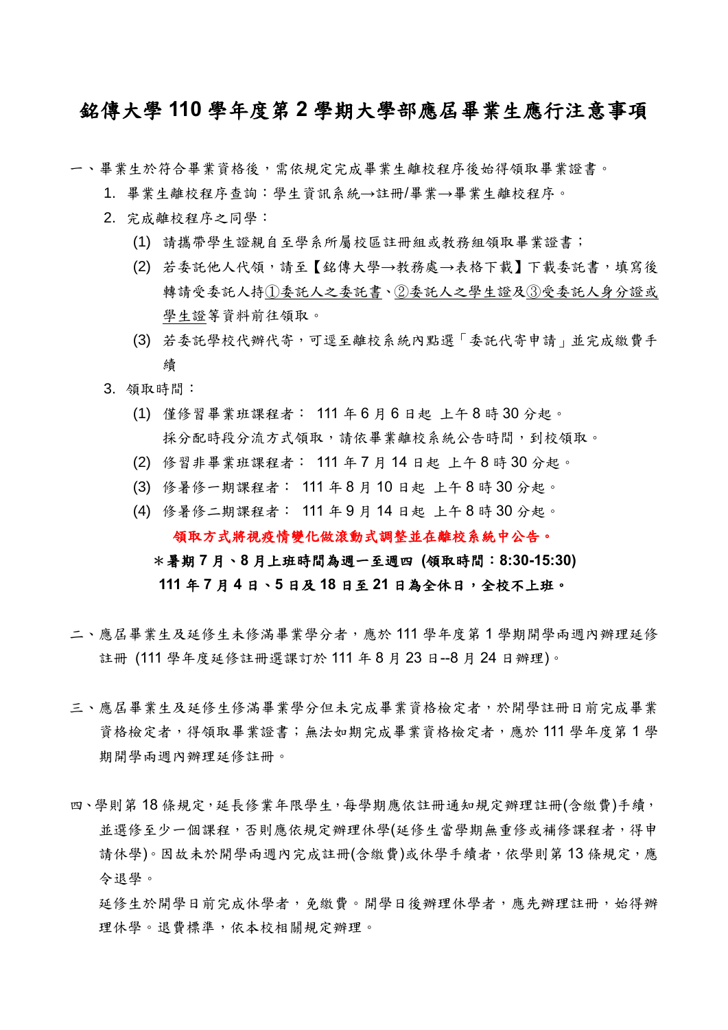# 銘傳大學 110 學年度第 2 學期大學部應屆畢業生應行注意事項

一、畢業生於符合畢業資格後，需依規定完成畢業生離校程序後始得領取畢業證書。

1. 畢業生離校程序查詢：學生資訊系統→註冊/畢業→畢業生離校程序。
2. 完成離校程序之同學：
   (1) 請攜帶學生證親自至學系所屬校區註冊組或教務組領取畢業證書；
   (2) 若委託他人代領，請至【銘傳大學→教務處→表格下載】下載委託書，填寫後轉請受委託人持<u>①委託人之委託書</u>、<u>②委託人之學生證</u>及<u>③受委託人身分證或學生證</u>等資料前往領取。
   (3) 若委託學校代辦代寄，可逕至離校系統內點選「委託代寄申請」並完成繳費手續
3. 領取時間：
   (1) 僅修習畢業班課程者： 111 年 6 月 6 日起 上午 8 時 30 分起。
   採分配時段分流方式領取，請依畢業離校系統公告時間，到校領取。
   (2) 修習非畢業班課程者： 111 年 7 月 14 日起 上午 8 時 30 分起。
   (3) 修暑修一期課程者： 111 年 8 月 10 日起 上午 8 時 30 分起。
   (4) 修暑修二期課程者： 111 年 9 月 14 日起 上午 8 時 30 分起。

**領取方式將視疫情變化做滾動式調整並在離校系統中公告。**

**＊暑期 7 月、8 月上班時間為週一至週四 (領取時間：8:30-15:30)**

**111 年 7 月 4 日、5 日及 18 日至 21 日為全休日，全校不上班。**

二、應屆畢業生及延修生未修滿畢業學分者，應於 111 學年度第 1 學期開學兩週內辦理延修註冊 (111 學年度延修註冊選課訂於 111 年 8 月 23 日--8 月 24 日辦理)。

三、應屆畢業生及延修生修滿畢業學分但未完成畢業資格檢定者，於開學註冊日前完成畢業資格檢定者，得領取畢業證書；無法如期完成畢業資格檢定者，應於 111 學年度第 1 學期開學兩週內辦理延修註冊。

四、學則第 18 條規定，延長修業年限學生，每學期應依註冊通知規定辦理註冊(含繳費)手續，並選修至少一個課程，否則應依規定辦理休學(延修生當學期無重修或補修課程者，得申請休學)。因故未於開學兩週內完成註冊(含繳費)或休學手續者，依學則第 13 條規定，應令退學。

延修生於開學日前完成休學者，免繳費。開學日後辦理休學者，應先辦理註冊，始得辦理休學。退費標準，依本校相關規定辦理。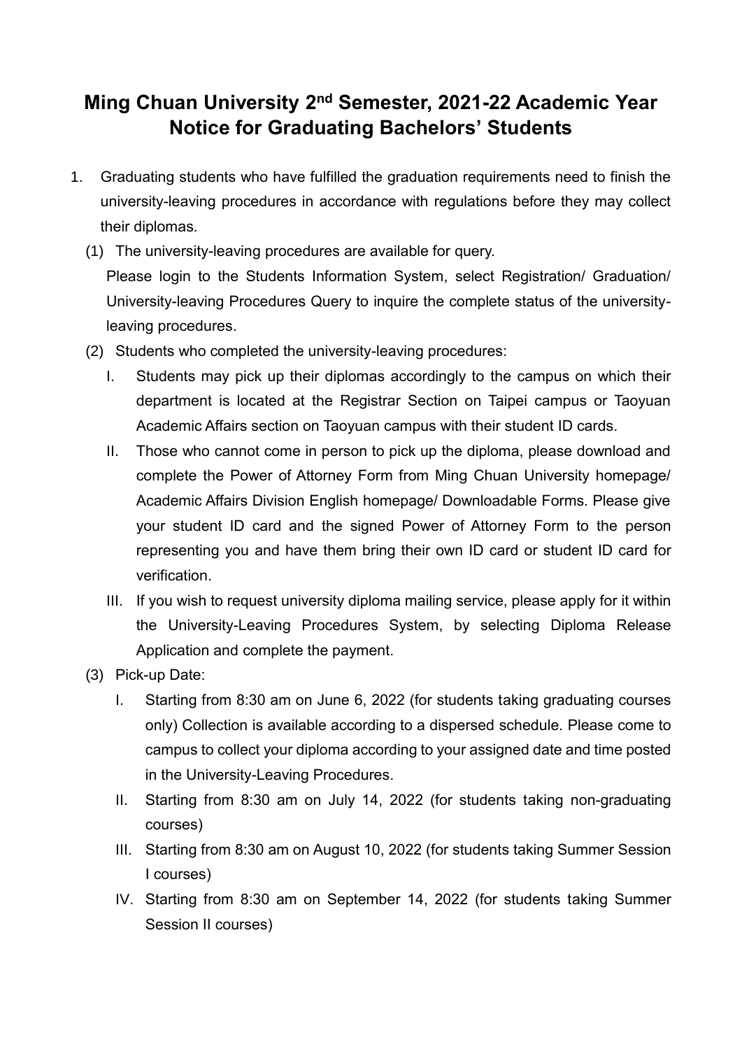# Ming Chuan University 2nd Semester, 2021-22 Academic Year Notice for Graduating Bachelors' Students

1. Graduating students who have fulfilled the graduation requirements need to finish the university-leaving procedures in accordance with regulations before they may collect their diplomas.
   (1) The university-leaving procedures are available for query.
   Please login to the Students Information System, select Registration/ Graduation/ University-leaving Procedures Query to inquire the complete status of the university-leaving procedures.
   (2) Students who completed the university-leaving procedures:
      I. Students may pick up their diplomas accordingly to the campus on which their department is located at the Registrar Section on Taipei campus or Taoyuan Academic Affairs section on Taoyuan campus with their student ID cards.
      II. Those who cannot come in person to pick up the diploma, please download and complete the Power of Attorney Form from Ming Chuan University homepage/ Academic Affairs Division English homepage/ Downloadable Forms. Please give your student ID card and the signed Power of Attorney Form to the person representing you and have them bring their own ID card or student ID card for verification.
      III. If you wish to request university diploma mailing service, please apply for it within the University-Leaving Procedures System, by selecting Diploma Release Application and complete the payment.
   (3) Pick-up Date:
      I. Starting from 8:30 am on June 6, 2022 (for students taking graduating courses only) Collection is available according to a dispersed schedule. Please come to campus to collect your diploma according to your assigned date and time posted in the University-Leaving Procedures.
      II. Starting from 8:30 am on July 14, 2022 (for students taking non-graduating courses)
      III. Starting from 8:30 am on August 10, 2022 (for students taking Summer Session I courses)
      IV. Starting from 8:30 am on September 14, 2022 (for students taking Summer Session II courses)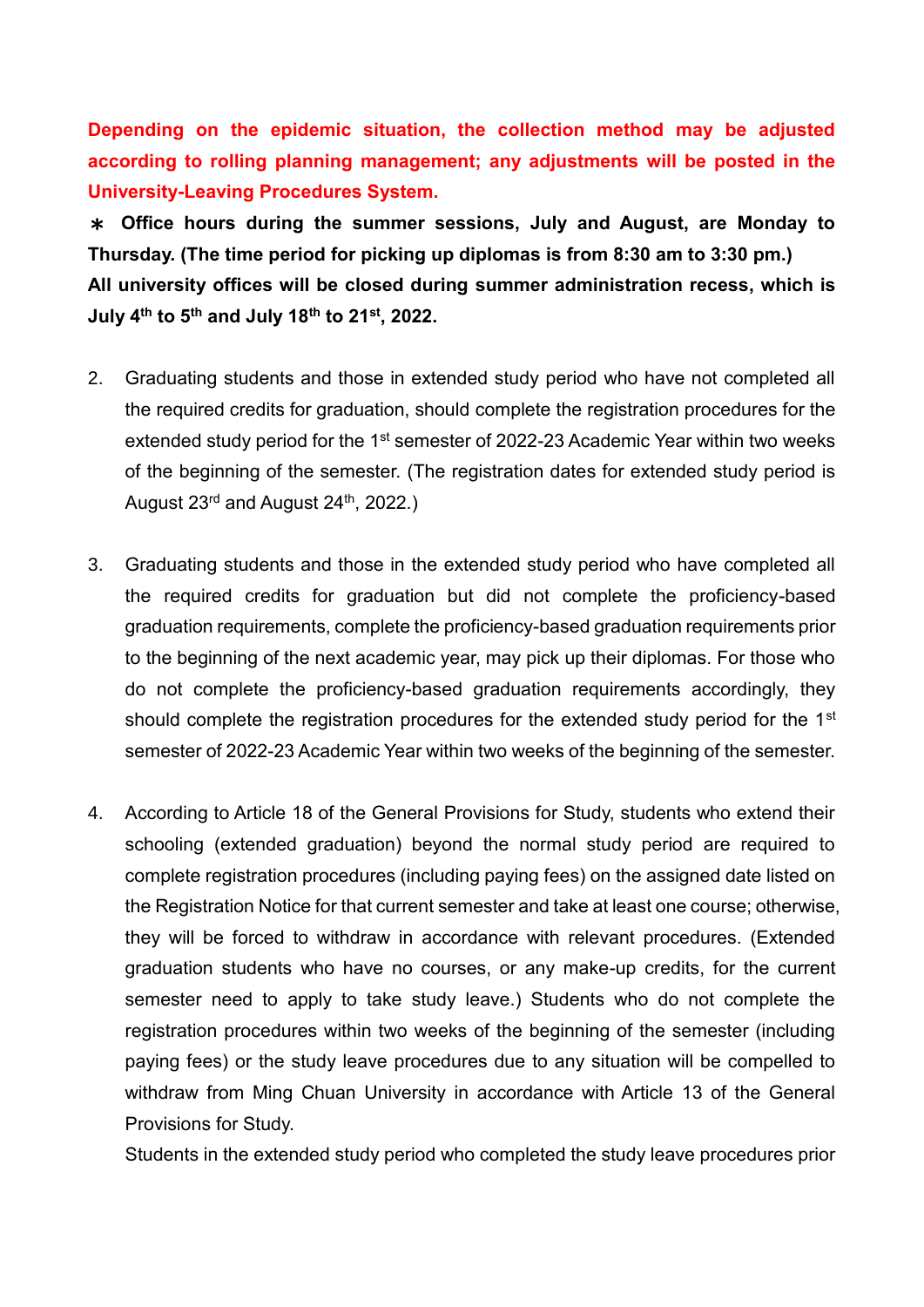**Depending on the epidemic situation, the collection method may be adjusted according to rolling planning management; any adjustments will be posted in the University-Leaving Procedures System.**

**＊ Office hours during the summer sessions, July and August, are Monday to Thursday. (The time period for picking up diplomas is from 8:30 am to 3:30 pm.)**
**All university offices will be closed during summer administration recess, which is July 4th to 5th and July 18th to 21st, 2022.**

2. Graduating students and those in extended study period who have not completed all the required credits for graduation, should complete the registration procedures for the extended study period for the 1st semester of 2022-23 Academic Year within two weeks of the beginning of the semester. (The registration dates for extended study period is August 23rd and August 24th, 2022.)

3. Graduating students and those in the extended study period who have completed all the required credits for graduation but did not complete the proficiency-based graduation requirements, complete the proficiency-based graduation requirements prior to the beginning of the next academic year, may pick up their diplomas. For those who do not complete the proficiency-based graduation requirements accordingly, they should complete the registration procedures for the extended study period for the 1st semester of 2022-23 Academic Year within two weeks of the beginning of the semester.

4. According to Article 18 of the General Provisions for Study, students who extend their schooling (extended graduation) beyond the normal study period are required to complete registration procedures (including paying fees) on the assigned date listed on the Registration Notice for that current semester and take at least one course; otherwise, they will be forced to withdraw in accordance with relevant procedures. (Extended graduation students who have no courses, or any make-up credits, for the current semester need to apply to take study leave.) Students who do not complete the registration procedures within two weeks of the beginning of the semester (including paying fees) or the study leave procedures due to any situation will be compelled to withdraw from Ming Chuan University in accordance with Article 13 of the General Provisions for Study.

   Students in the extended study period who completed the study leave procedures prior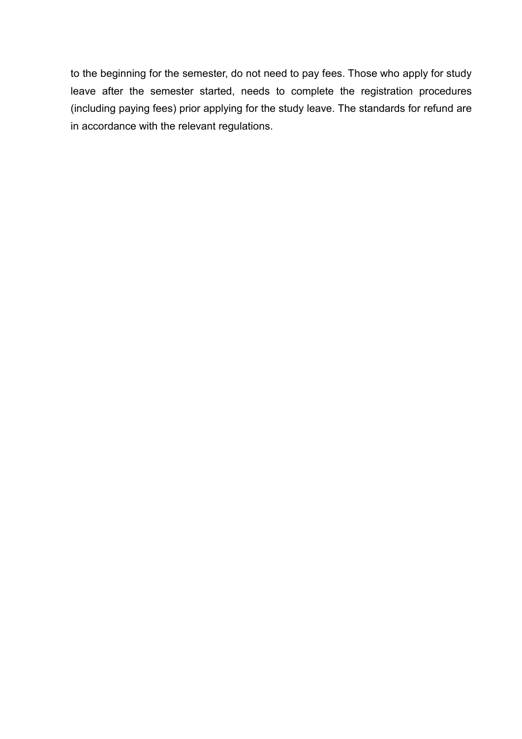to the beginning for the semester, do not need to pay fees. Those who apply for study leave after the semester started, needs to complete the registration procedures (including paying fees) prior applying for the study leave. The standards for refund are in accordance with the relevant regulations.